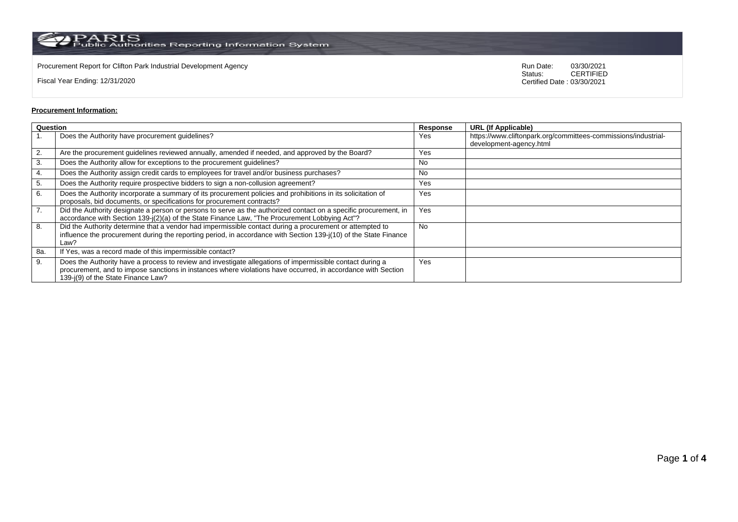PARIS Public Authorities Reporting Information System

Procurement Report for Clifton Park Industrial Development Agency

Fiscal Year Ending: 12/31/2020

Run Date: 03/30/2021
Status: CERTIFIED
Certified Date : 03/30/2021

**Procurement Information:**

| Question | | Response | URL (If Applicable) |
|---|---|---|---|
| 1. | Does the Authority have procurement guidelines? | Yes | https://www.cliftonpark.org/committees-commissions/industrial-development-agency.html |
| 2. | Are the procurement guidelines reviewed annually, amended if needed, and approved by the Board? | Yes | |
| 3. | Does the Authority allow for exceptions to the procurement guidelines? | No | |
| 4. | Does the Authority assign credit cards to employees for travel and/or business purchases? | No | |
| 5. | Does the Authority require prospective bidders to sign a non-collusion agreement? | Yes | |
| 6. | Does the Authority incorporate a summary of its procurement policies and prohibitions in its solicitation of proposals, bid documents, or specifications for procurement contracts? | Yes | |
| 7. | Did the Authority designate a person or persons to serve as the authorized contact on a specific procurement, in accordance with Section 139-j(2)(a) of the State Finance Law, "The Procurement Lobbying Act"? | Yes | |
| 8. | Did the Authority determine that a vendor had impermissible contact during a procurement or attempted to influence the procurement during the reporting period, in accordance with Section 139-j(10) of the State Finance Law? | No | |
| 8a. | If Yes, was a record made of this impermissible contact? | | |
| 9. | Does the Authority have a process to review and investigate allegations of impermissible contact during a procurement, and to impose sanctions in instances where violations have occurred, in accordance with Section 139-j(9) of the State Finance Law? | Yes | |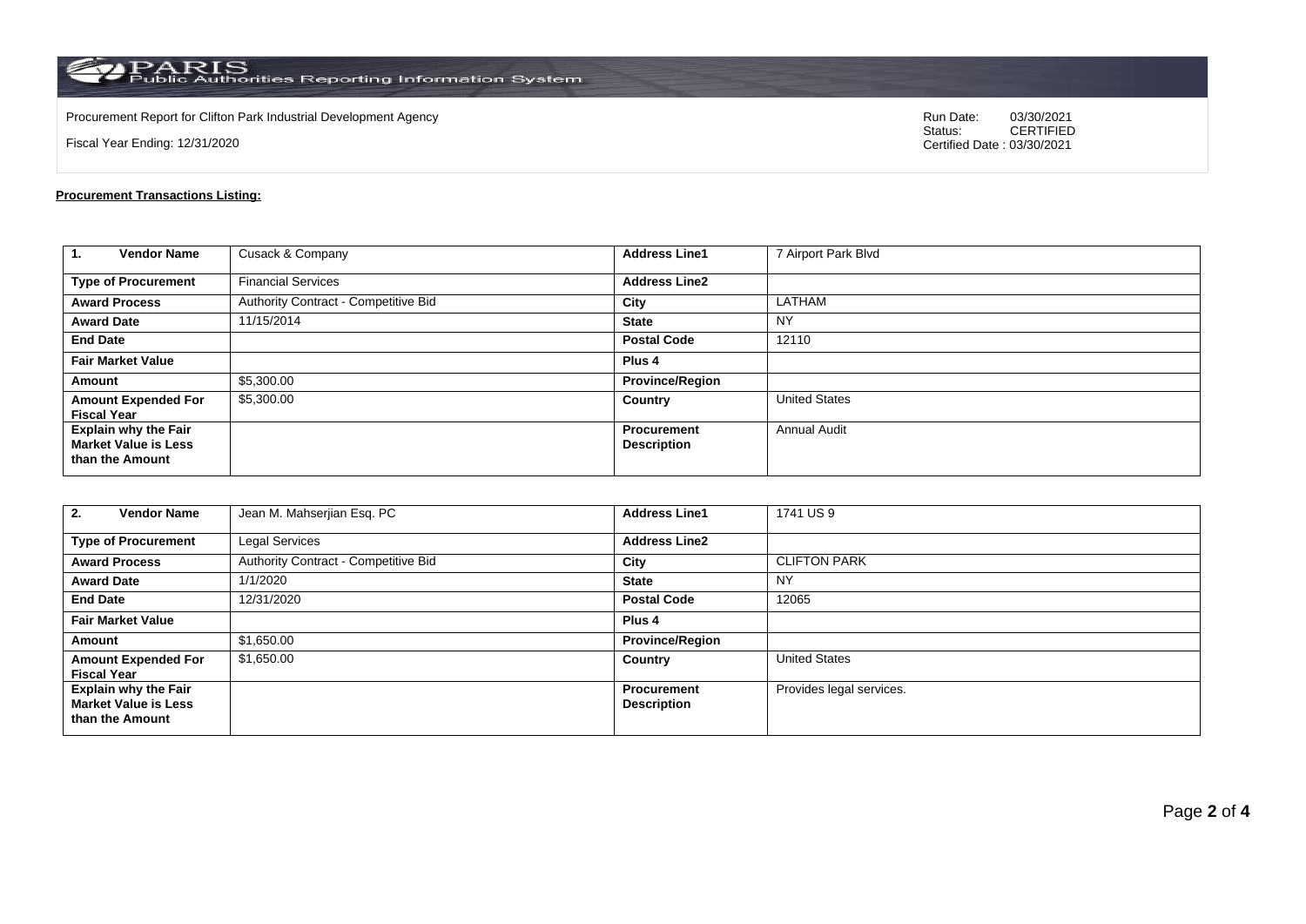Procurement Report for Clifton Park Industrial Development Agency

Fiscal Year Ending: 12/31/2020

Run Date: 03/30/2021
Status: CERTIFIED
Certified Date : 03/30/2021

**Procurement Transactions Listing:**

| 1. Vendor Name | Cusack & Company | Address Line1 | 7 Airport Park Blvd |
|---|---|---|---|
| Type of Procurement | Financial Services | Address Line2 | |
| Award Process | Authority Contract - Competitive Bid | City | LATHAM |
| Award Date | 11/15/2014 | State | NY |
| End Date | | Postal Code | 12110 |
| Fair Market Value | | Plus 4 | |
| Amount | $5,300.00 | Province/Region | |
| Amount Expended For Fiscal Year | $5,300.00 | Country | United States |
| Explain why the Fair Market Value is Less than the Amount | | Procurement Description | Annual Audit |

| 2. Vendor Name | Jean M. Mahserjian Esq. PC | Address Line1 | 1741 US 9 |
|---|---|---|---|
| Type of Procurement | Legal Services | Address Line2 | |
| Award Process | Authority Contract - Competitive Bid | City | CLIFTON PARK |
| Award Date | 1/1/2020 | State | NY |
| End Date | 12/31/2020 | Postal Code | 12065 |
| Fair Market Value | | Plus 4 | |
| Amount | $1,650.00 | Province/Region | |
| Amount Expended For Fiscal Year | $1,650.00 | Country | United States |
| Explain why the Fair Market Value is Less than the Amount | | Procurement Description | Provides legal services. |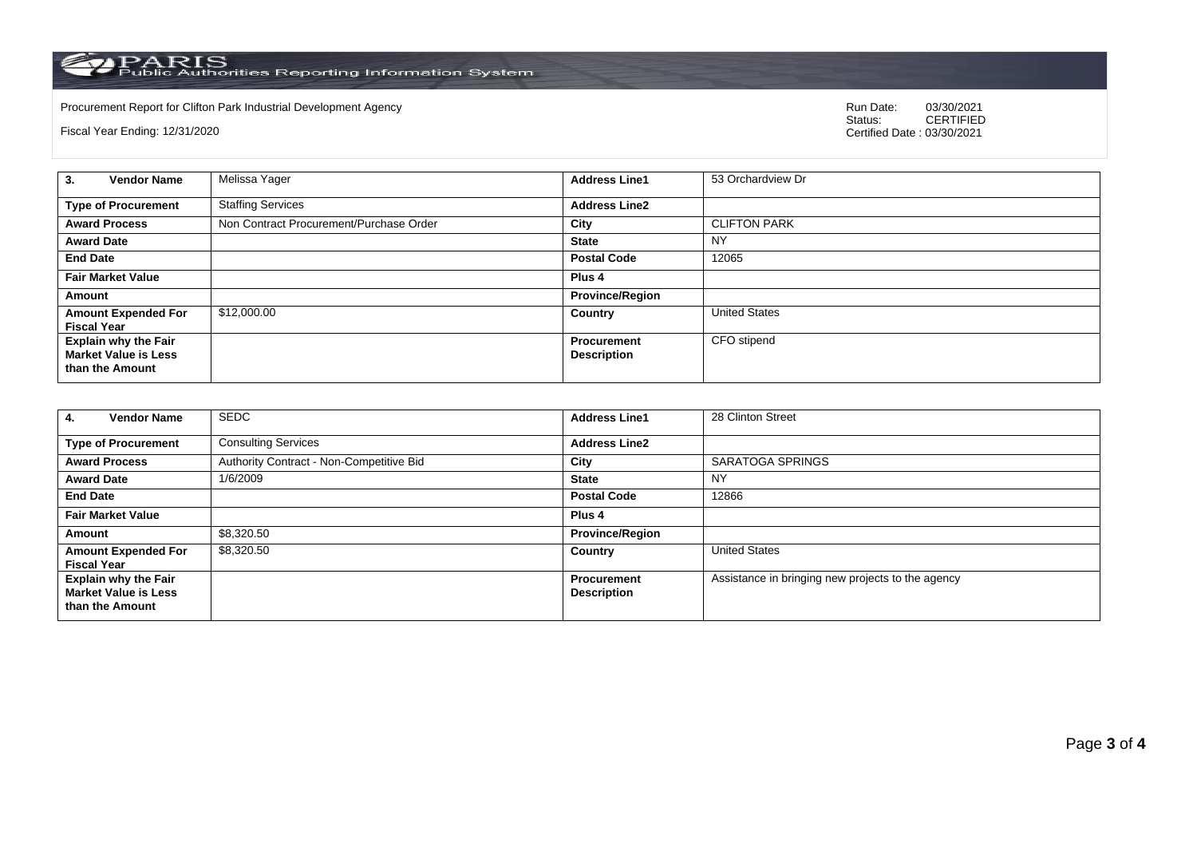Procurement Report for Clifton Park Industrial Development Agency

Fiscal Year Ending: 12/31/2020

Run Date: 03/30/2021
Status: CERTIFIED
Certified Date : 03/30/2021

| **3. Vendor Name** | Melissa Yager | **Address Line1** | 53 Orchardview Dr |
|---|---|---|---|
| **Type of Procurement** | Staffing Services | **Address Line2** | |
| **Award Process** | Non Contract Procurement/Purchase Order | **City** | CLIFTON PARK |
| **Award Date** | | **State** | NY |
| **End Date** | | **Postal Code** | 12065 |
| **Fair Market Value** | | **Plus 4** | |
| **Amount** | | **Province/Region** | |
| **Amount Expended For Fiscal Year** | $12,000.00 | **Country** | United States |
| **Explain why the Fair Market Value is Less than the Amount** | | **Procurement Description** | CFO stipend |

| **4. Vendor Name** | SEDC | **Address Line1** | 28 Clinton Street |
|---|---|---|---|
| **Type of Procurement** | Consulting Services | **Address Line2** | |
| **Award Process** | Authority Contract - Non-Competitive Bid | **City** | SARATOGA SPRINGS |
| **Award Date** | 1/6/2009 | **State** | NY |
| **End Date** | | **Postal Code** | 12866 |
| **Fair Market Value** | | **Plus 4** | |
| **Amount** | $8,320.50 | **Province/Region** | |
| **Amount Expended For Fiscal Year** | $8,320.50 | **Country** | United States |
| **Explain why the Fair Market Value is Less than the Amount** | | **Procurement Description** | Assistance in bringing new projects to the agency |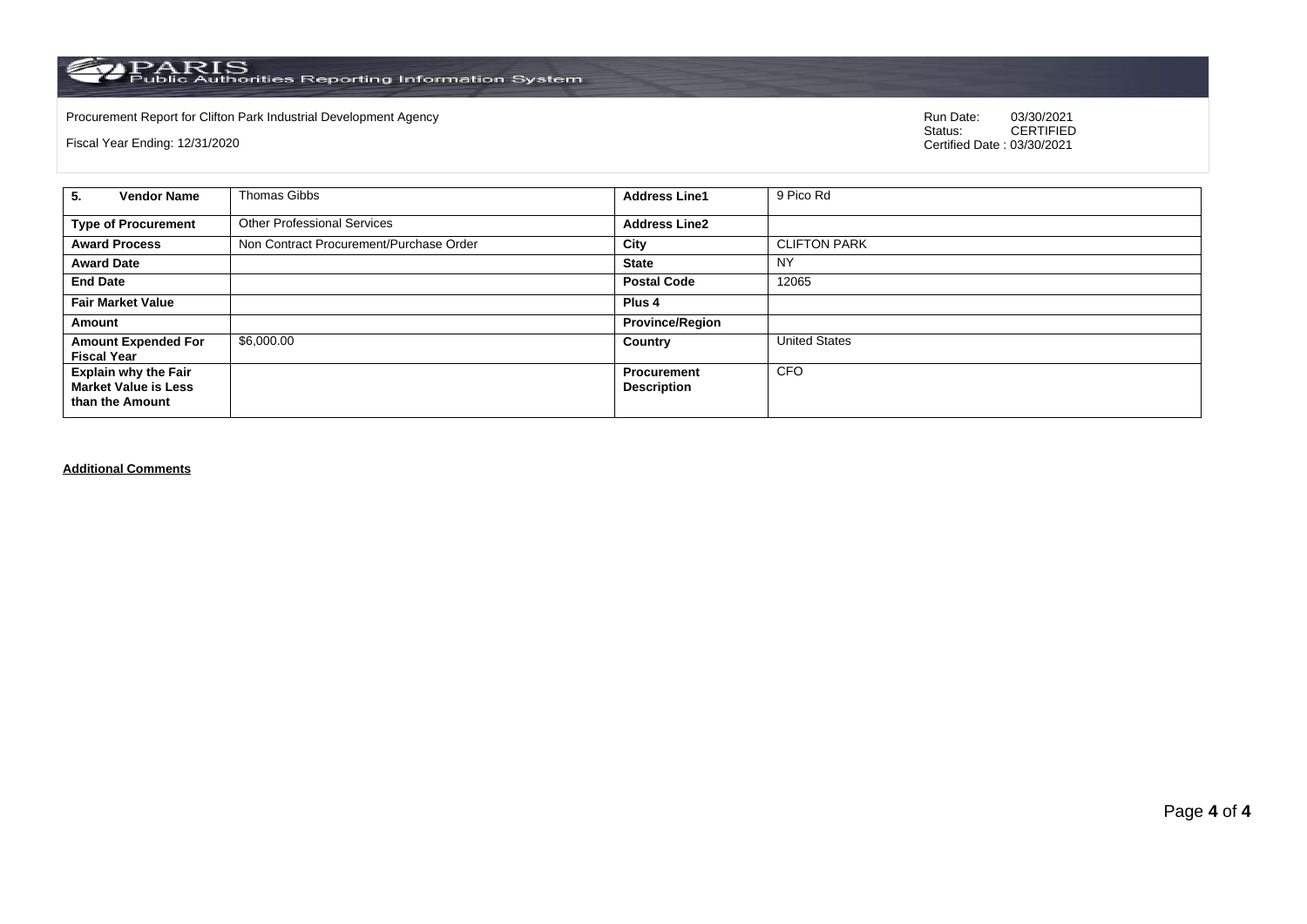Procurement Report for Clifton Park Industrial Development Agency

Fiscal Year Ending: 12/31/2020

Run Date: 03/30/2021
Status: CERTIFIED
Certified Date : 03/30/2021

| | | | |
|---|---|---|---|
| **5. Vendor Name** | Thomas Gibbs | **Address Line1** | 9 Pico Rd |
| **Type of Procurement** | Other Professional Services | **Address Line2** | |
| **Award Process** | Non Contract Procurement/Purchase Order | **City** | CLIFTON PARK |
| **Award Date** | | **State** | NY |
| **End Date** | | **Postal Code** | 12065 |
| **Fair Market Value** | | **Plus 4** | |
| **Amount** | | **Province/Region** | |
| **Amount Expended For Fiscal Year** | $6,000.00 | **Country** | United States |
| **Explain why the Fair Market Value is Less than the Amount** | | **Procurement Description** | CFO |

**Additional Comments**